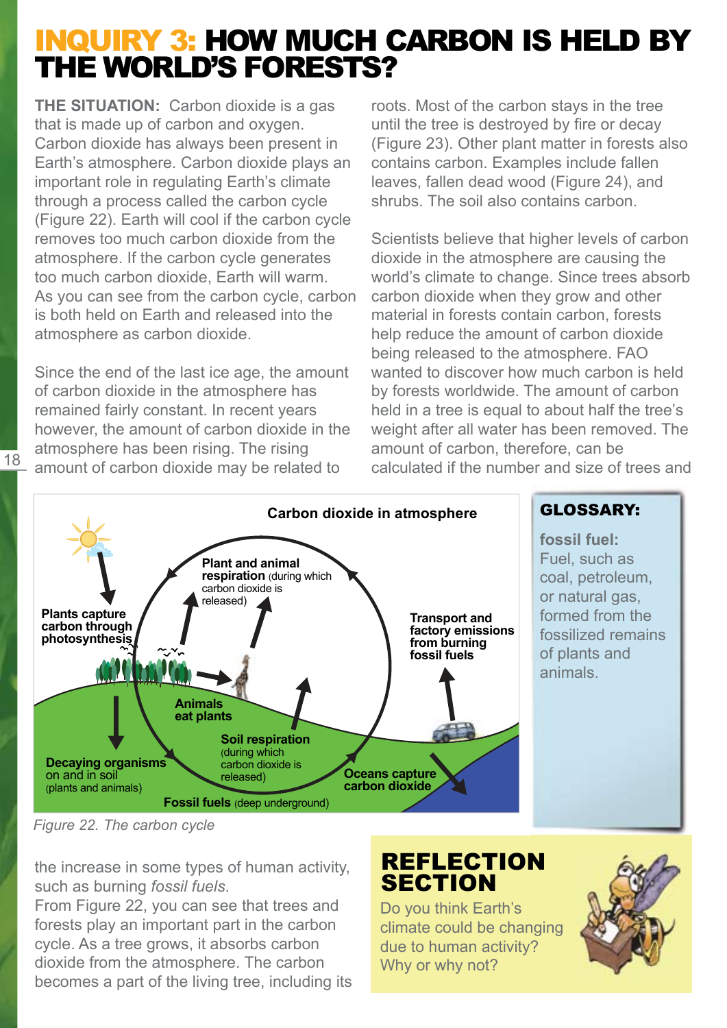# INQUIRY 3: HOW MUCH CARBON IS HELD BY THE WORLD'S FORESTS?

**THE SITUATION:** Carbon dioxide is a gas that is made up of carbon and oxygen. Carbon dioxide has always been present in Earth's atmosphere. Carbon dioxide plays an important role in regulating Earth's climate through a process called the carbon cycle (Figure 22). Earth will cool if the carbon cycle removes too much carbon dioxide from the atmosphere. If the carbon cycle generates too much carbon dioxide, Earth will warm. As you can see from the carbon cycle, carbon is both held on Earth and released into the atmosphere as carbon dioxide.

Since the end of the last ice age, the amount of carbon dioxide in the atmosphere has remained fairly constant. In recent years however, the amount of carbon dioxide in the atmosphere has been rising. The rising amount of carbon dioxide may be related to the increase in some types of human activity, such as burning *fossil fuels*.

From Figure 22, you can see that trees and forests play an important part in the carbon cycle. As a tree grows, it absorbs carbon dioxide from the atmosphere. The carbon becomes a part of the living tree, including its roots. Most of the carbon stays in the tree until the tree is destroyed by fire or decay (Figure 23). Other plant matter in forests also contains carbon. Examples include fallen leaves, fallen dead wood (Figure 24), and shrubs. The soil also contains carbon.

Scientists believe that higher levels of carbon dioxide in the atmosphere are causing the world's climate to change. Since trees absorb carbon dioxide when they grow and other material in forests contain carbon, forests help reduce the amount of carbon dioxide being released to the atmosphere. FAO wanted to discover how much carbon is held by forests worldwide. The amount of carbon held in a tree is equal to about half the tree's weight after all water has been removed. The amount of carbon, therefore, can be calculated if the number and size of trees and

Carbon dioxide in atmosphere

Plants capture carbon through photosynthesis

**Plant and animal respiration** (during which carbon dioxide is released)

Transport and factory emissions from burning fossil fuels

Animals eat plants

**Soil respiration** (during which carbon dioxide is released)

**Decaying organisms** on and in soil (plants and animals)

Oceans capture carbon dioxide

**Fossil fuels** (deep underground)

*Figure 22. The carbon cycle*

## GLOSSARY:

**fossil fuel:** Fuel, such as coal, petroleum, or natural gas, formed from the fossilized remains of plants and animals.

## REFLECTION SECTION

Do you think Earth's climate could be changing due to human activity? Why or why not?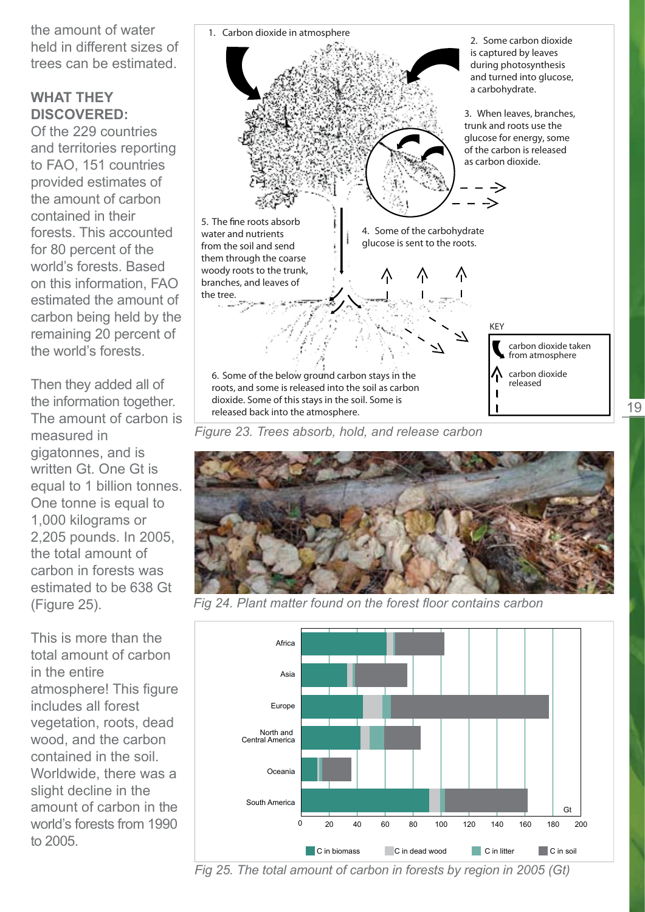the amount of water held in different sizes of trees can be estimated.

**WHAT THEY DISCOVERED:**

Of the 229 countries and territories reporting to FAO, 151 countries provided estimates of the amount of carbon contained in their forests. This accounted for 80 percent of the world's forests. Based on this information, FAO estimated the amount of carbon being held by the remaining 20 percent of the world's forests.

Then they added all of the information together. The amount of carbon is measured in gigatonnes, and is written Gt. One Gt is equal to 1 billion tonnes. One tonne is equal to 1,000 kilograms or 2,205 pounds. In 2005, the total amount of carbon in forests was estimated to be 638 Gt (Figure 25).

This is more than the total amount of carbon in the entire atmosphere! This figure includes all forest vegetation, roots, dead wood, and the carbon contained in the soil. Worldwide, there was a slight decline in the amount of carbon in the world's forests from 1990 to 2005.

1. Carbon dioxide in atmosphere

2. Some carbon dioxide is captured by leaves during photosynthesis and turned into glucose, a carbohydrate.

3. When leaves, branches, trunk and roots use the glucose for energy, some of the carbon is released as carbon dioxide.

4. Some of the carbohydrate glucose is sent to the roots.

5. The fine roots absorb water and nutrients from the soil and send them through the coarse woody roots to the trunk, branches, and leaves of the tree.

6. Some of the below ground carbon stays in the roots, and some is released into the soil as carbon dioxide. Some of this stays in the soil. Some is released back into the atmosphere.

KEY: carbon dioxide taken from atmosphere; carbon dioxide released

*Figure 23. Trees absorb, hold, and release carbon*

*Fig 24. Plant matter found on the forest floor contains carbon*

| Region | C in biomass | C in dead wood | C in litter | C in soil |
|---|---|---|---|---|
| Africa | ~61 | ~5 | ~1 | ~35 |
| Asia | ~33 | ~2 | ~2 | ~38 |
| Europe | ~44 | ~14 | ~6 | ~113 |
| North and Central America | ~42 | ~7 | ~10 | ~26 |
| Oceania | ~12 | ~1 | ~2 | ~21 |
| South America | ~92 | ~8 | ~3 | ~59 |

Gt (axis 0–200)

*Fig 25. The total amount of carbon in forests by region in 2005 (Gt)*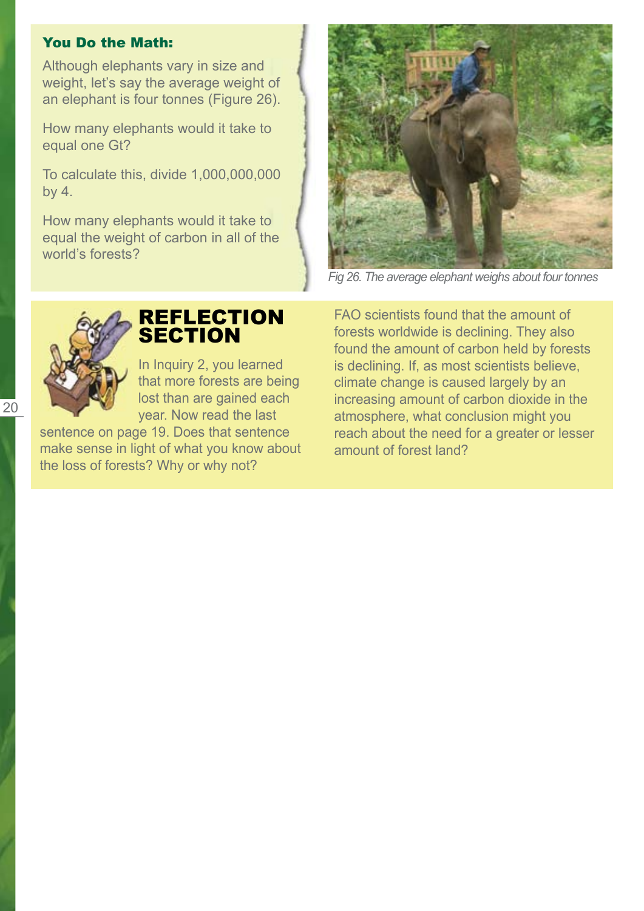### You Do the Math:

Although elephants vary in size and weight, let's say the average weight of an elephant is four tonnes (Figure 26).

How many elephants would it take to equal one Gt?

To calculate this, divide 1,000,000,000 by 4.

How many elephants would it take to equal the weight of carbon in all of the world's forests?

*Fig 26. The average elephant weighs about four tonnes*

## REFLECTION SECTION

In Inquiry 2, you learned that more forests are being lost than are gained each year. Now read the last sentence on page 19. Does that sentence make sense in light of what you know about the loss of forests? Why or why not?

FAO scientists found that the amount of forests worldwide is declining. They also found the amount of carbon held by forests is declining. If, as most scientists believe, climate change is caused largely by an increasing amount of carbon dioxide in the atmosphere, what conclusion might you reach about the need for a greater or lesser amount of forest land?